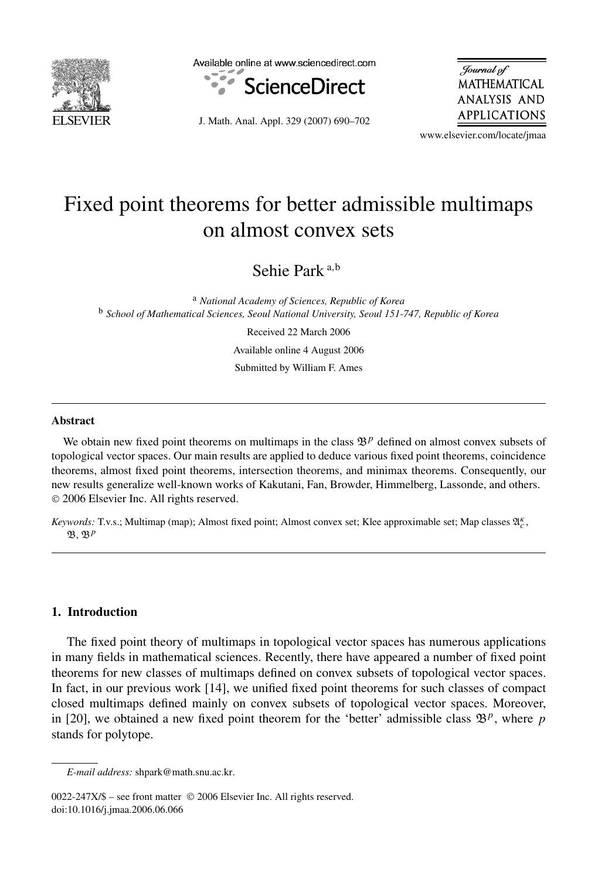# Fixed point theorems for better admissible multimaps on almost convex sets

Sehie Park [a,b]

[a] *National Academy of Sciences, Republic of Korea*
[b] *School of Mathematical Sciences, Seoul National University, Seoul 151-747, Republic of Korea*

Received 22 March 2006

Available online 4 August 2006

Submitted by William F. Ames

---

## Abstract

We obtain new fixed point theorems on multimaps in the class $\mathfrak{B}^p$ defined on almost convex subsets of topological vector spaces. Our main results are applied to deduce various fixed point theorems, coincidence theorems, almost fixed point theorems, intersection theorems, and minimax theorems. Consequently, our new results generalize well-known works of Kakutani, Fan, Browder, Himmelberg, Lassonde, and others.
© 2006 Elsevier Inc. All rights reserved.

*Keywords:* T.v.s.; Multimap (map); Almost fixed point; Almost convex set; Klee approximable set; Map classes $\mathfrak{A}_c^\kappa$, $\mathfrak{B}$, $\mathfrak{B}^p$

---

## 1. Introduction

The fixed point theory of multimaps in topological vector spaces has numerous applications in many fields in mathematical sciences. Recently, there have appeared a number of fixed point theorems for new classes of multimaps defined on convex subsets of topological vector spaces. In fact, in our previous work [14], we unified fixed point theorems for such classes of compact closed multimaps defined mainly on convex subsets of topological vector spaces. Moreover, in [20], we obtained a new fixed point theorem for the 'better' admissible class $\mathfrak{B}^p$, where $p$ stands for polytope.

---

*E-mail address:* shpark@math.snu.ac.kr.

0022-247X/$ – see front matter © 2006 Elsevier Inc. All rights reserved.
doi:10.1016/j.jmaa.2006.06.066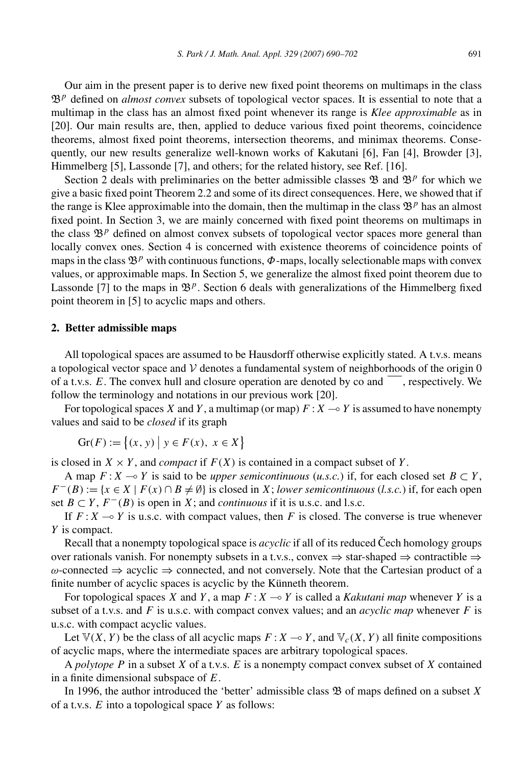Our aim in the present paper is to derive new fixed point theorems on multimaps in the class $\mathfrak{B}^p$ defined on *almost convex* subsets of topological vector spaces. It is essential to note that a multimap in the class has an almost fixed point whenever its range is *Klee approximable* as in [20]. Our main results are, then, applied to deduce various fixed point theorems, coincidence theorems, almost fixed point theorems, intersection theorems, and minimax theorems. Consequently, our new results generalize well-known works of Kakutani [6], Fan [4], Browder [3], Himmelberg [5], Lassonde [7], and others; for the related history, see Ref. [16].

Section 2 deals with preliminaries on the better admissible classes $\mathfrak{B}$ and $\mathfrak{B}^p$ for which we give a basic fixed point Theorem 2.2 and some of its direct consequences. Here, we showed that if the range is Klee approximable into the domain, then the multimap in the class $\mathfrak{B}^p$ has an almost fixed point. In Section 3, we are mainly concerned with fixed point theorems on multimaps in the class $\mathfrak{B}^p$ defined on almost convex subsets of topological vector spaces more general than locally convex ones. Section 4 is concerned with existence theorems of coincidence points of maps in the class $\mathfrak{B}^p$ with continuous functions, $\Phi$-maps, locally selectionable maps with convex values, or approximable maps. In Section 5, we generalize the almost fixed point theorem due to Lassonde [7] to the maps in $\mathfrak{B}^p$. Section 6 deals with generalizations of the Himmelberg fixed point theorem in [5] to acyclic maps and others.

## 2. Better admissible maps

All topological spaces are assumed to be Hausdorff otherwise explicitly stated. A t.v.s. means a topological vector space and $\mathcal{V}$ denotes a fundamental system of neighborhoods of the origin 0 of a t.v.s. $E$. The convex hull and closure operation are denoted by co and $\overline{\phantom{xx}}$, respectively. We follow the terminology and notations in our previous work [20].

For topological spaces $X$ and $Y$, a multimap (or map) $F : X \multimap Y$ is assumed to have nonempty values and said to be *closed* if its graph

$$\mathrm{Gr}(F) := \{(x, y) \mid y \in F(x),\ x \in X\}$$

is closed in $X \times Y$, and *compact* if $F(X)$ is contained in a compact subset of $Y$.

A map $F : X \multimap Y$ is said to be *upper semicontinuous* (*u.s.c.*) if, for each closed set $B \subset Y$, $F^-(B) := \{x \in X \mid F(x) \cap B \neq \emptyset\}$ is closed in $X$; *lower semicontinuous* (*l.s.c.*) if, for each open set $B \subset Y$, $F^-(B)$ is open in $X$; and *continuous* if it is u.s.c. and l.s.c.

If $F : X \multimap Y$ is u.s.c. with compact values, then $F$ is closed. The converse is true whenever $Y$ is compact.

Recall that a nonempty topological space is *acyclic* if all of its reduced Čech homology groups over rationals vanish. For nonempty subsets in a t.v.s., convex $\Rightarrow$ star-shaped $\Rightarrow$ contractible $\Rightarrow$ $\omega$-connected $\Rightarrow$ acyclic $\Rightarrow$ connected, and not conversely. Note that the Cartesian product of a finite number of acyclic spaces is acyclic by the Künneth theorem.

For topological spaces $X$ and $Y$, a map $F : X \multimap Y$ is called a *Kakutani map* whenever $Y$ is a subset of a t.v.s. and $F$ is u.s.c. with compact convex values; and an *acyclic map* whenever $F$ is u.s.c. with compact acyclic values.

Let $\mathbb{V}(X, Y)$ be the class of all acyclic maps $F : X \multimap Y$, and $\mathbb{V}_c(X, Y)$ all finite compositions of acyclic maps, where the intermediate spaces are arbitrary topological spaces.

A *polytope* $P$ in a subset $X$ of a t.v.s. $E$ is a nonempty compact convex subset of $X$ contained in a finite dimensional subspace of $E$.

In 1996, the author introduced the 'better' admissible class $\mathfrak{B}$ of maps defined on a subset $X$ of a t.v.s. $E$ into a topological space $Y$ as follows: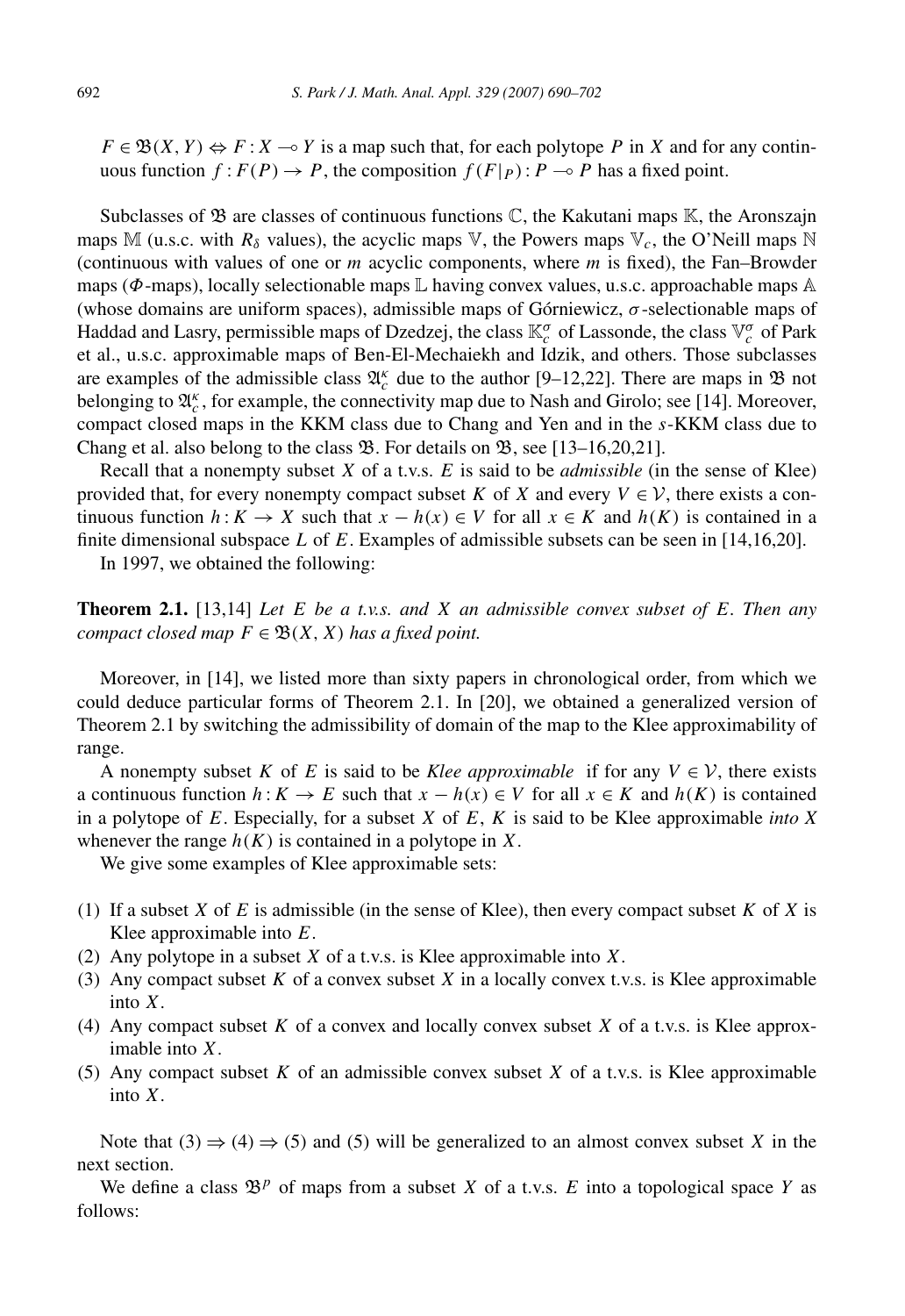$F \in \mathfrak{B}(X, Y) \Leftrightarrow F : X \multimap Y$ is a map such that, for each polytope $P$ in $X$ and for any continuous function $f : F(P) \to P$, the composition $f(F|_P) : P \multimap P$ has a fixed point.

Subclasses of $\mathfrak{B}$ are classes of continuous functions $\mathbb{C}$, the Kakutani maps $\mathbb{K}$, the Aronszajn maps $\mathbb{M}$ (u.s.c. with $R_\delta$ values), the acyclic maps $\mathbb{V}$, the Powers maps $\mathbb{V}_c$, the O'Neill maps $\mathbb{N}$ (continuous with values of one or $m$ acyclic components, where $m$ is fixed), the Fan–Browder maps ($\Phi$-maps), locally selectionable maps $\mathbb{L}$ having convex values, u.s.c. approachable maps $\mathbb{A}$ (whose domains are uniform spaces), admissible maps of Górniewicz, $\sigma$-selectionable maps of Haddad and Lasry, permissible maps of Dzedzej, the class $\mathbb{K}_c^\sigma$ of Lassonde, the class $\mathbb{V}_c^\sigma$ of Park et al., u.s.c. approximable maps of Ben-El-Mechaiekh and Idzik, and others. Those subclasses are examples of the admissible class $\mathfrak{A}_c^\kappa$ due to the author [9–12,22]. There are maps in $\mathfrak{B}$ not belonging to $\mathfrak{A}_c^\kappa$, for example, the connectivity map due to Nash and Girolo; see [14]. Moreover, compact closed maps in the KKM class due to Chang and Yen and in the $s$-KKM class due to Chang et al. also belong to the class $\mathfrak{B}$. For details on $\mathfrak{B}$, see [13–16,20,21].

Recall that a nonempty subset $X$ of a t.v.s. $E$ is said to be *admissible* (in the sense of Klee) provided that, for every nonempty compact subset $K$ of $X$ and every $V \in \mathcal{V}$, there exists a continuous function $h : K \to X$ such that $x - h(x) \in V$ for all $x \in K$ and $h(K)$ is contained in a finite dimensional subspace $L$ of $E$. Examples of admissible subsets can be seen in [14,16,20].

In 1997, we obtained the following:

**Theorem 2.1.** [13,14] *Let $E$ be a t.v.s. and $X$ an admissible convex subset of $E$. Then any compact closed map $F \in \mathfrak{B}(X, X)$ has a fixed point.*

Moreover, in [14], we listed more than sixty papers in chronological order, from which we could deduce particular forms of Theorem 2.1. In [20], we obtained a generalized version of Theorem 2.1 by switching the admissibility of domain of the map to the Klee approximability of range.

A nonempty subset $K$ of $E$ is said to be *Klee approximable* if for any $V \in \mathcal{V}$, there exists a continuous function $h : K \to E$ such that $x - h(x) \in V$ for all $x \in K$ and $h(K)$ is contained in a polytope of $E$. Especially, for a subset $X$ of $E$, $K$ is said to be Klee approximable *into $X$* whenever the range $h(K)$ is contained in a polytope in $X$.

We give some examples of Klee approximable sets:

(1) If a subset $X$ of $E$ is admissible (in the sense of Klee), then every compact subset $K$ of $X$ is Klee approximable into $E$.
(2) Any polytope in a subset $X$ of a t.v.s. is Klee approximable into $X$.
(3) Any compact subset $K$ of a convex subset $X$ in a locally convex t.v.s. is Klee approximable into $X$.
(4) Any compact subset $K$ of a convex and locally convex subset $X$ of a t.v.s. is Klee approximable into $X$.
(5) Any compact subset $K$ of an admissible convex subset $X$ of a t.v.s. is Klee approximable into $X$.

Note that (3) $\Rightarrow$ (4) $\Rightarrow$ (5) and (5) will be generalized to an almost convex subset $X$ in the next section.

We define a class $\mathfrak{B}^p$ of maps from a subset $X$ of a t.v.s. $E$ into a topological space $Y$ as follows: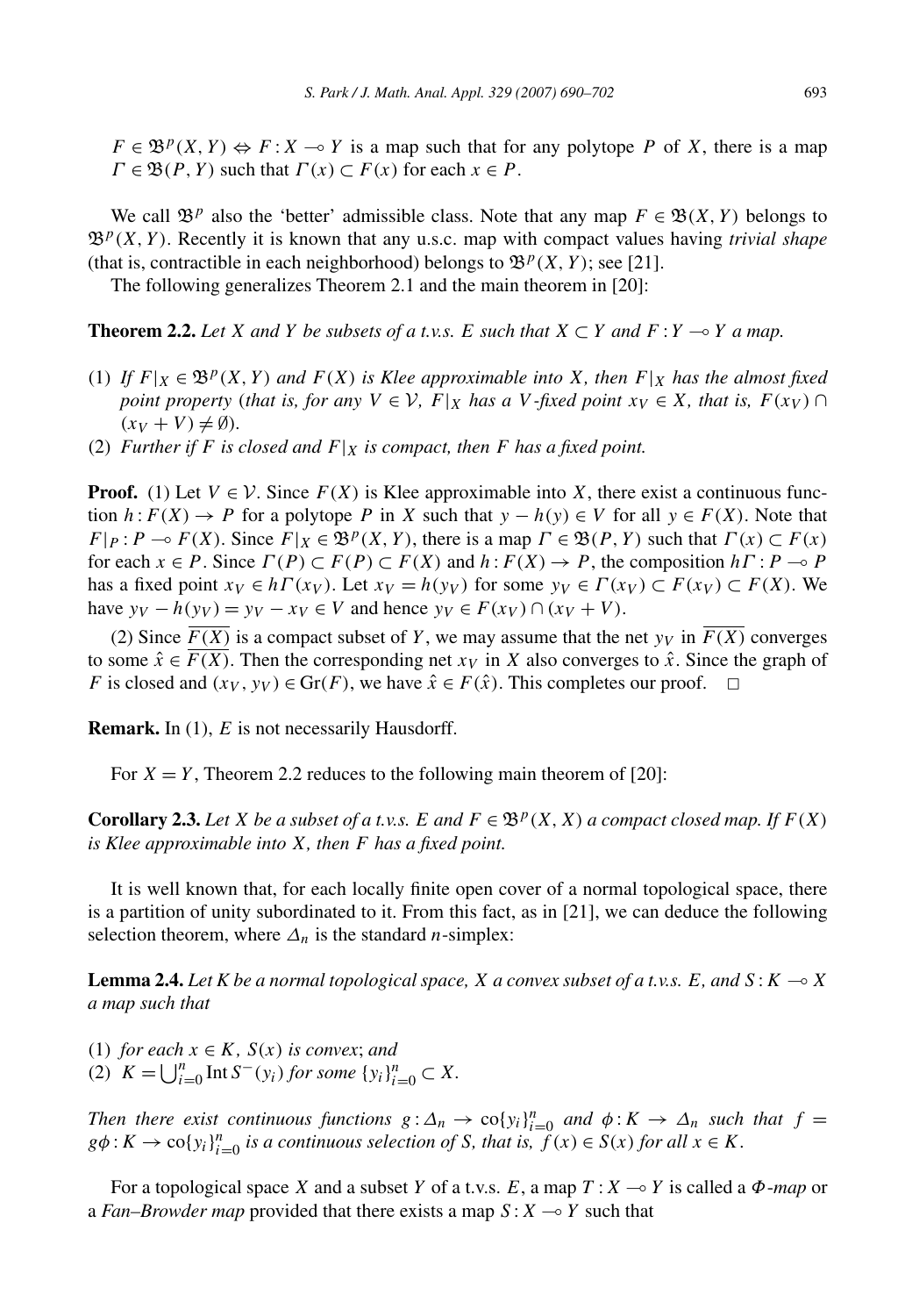$F \in \mathfrak{B}^p(X, Y) \Leftrightarrow F : X \multimap Y$ is a map such that for any polytope $P$ of $X$, there is a map $\Gamma \in \mathfrak{B}(P, Y)$ such that $\Gamma(x) \subset F(x)$ for each $x \in P$.

We call $\mathfrak{B}^p$ also the 'better' admissible class. Note that any map $F \in \mathfrak{B}(X, Y)$ belongs to $\mathfrak{B}^p(X, Y)$. Recently it is known that any u.s.c. map with compact values having *trivial shape* (that is, contractible in each neighborhood) belongs to $\mathfrak{B}^p(X, Y)$; see [21].

The following generalizes Theorem 2.1 and the main theorem in [20]:

**Theorem 2.2.** *Let $X$ and $Y$ be subsets of a t.v.s. $E$ such that $X \subset Y$ and $F : Y \multimap Y$ a map.*

(1) *If $F|_X \in \mathfrak{B}^p(X, Y)$ and $F(X)$ is Klee approximable into $X$, then $F|_X$ has the almost fixed point property* (*that is, for any $V \in \mathcal{V}$, $F|_X$ has a $V$-fixed point $x_V \in X$, that is, $F(x_V) \cap (x_V + V) \neq \emptyset$*).

(2) *Further if $F$ is closed and $F|_X$ is compact, then $F$ has a fixed point.*

**Proof.** (1) Let $V \in \mathcal{V}$. Since $F(X)$ is Klee approximable into $X$, there exist a continuous function $h : F(X) \to P$ for a polytope $P$ in $X$ such that $y - h(y) \in V$ for all $y \in F(X)$. Note that $F|_P : P \multimap F(X)$. Since $F|_X \in \mathfrak{B}^p(X, Y)$, there is a map $\Gamma \in \mathfrak{B}(P, Y)$ such that $\Gamma(x) \subset F(x)$ for each $x \in P$. Since $\Gamma(P) \subset F(P) \subset F(X)$ and $h : F(X) \to P$, the composition $h\Gamma : P \multimap P$ has a fixed point $x_V \in h\Gamma(x_V)$. Let $x_V = h(y_V)$ for some $y_V \in \Gamma(x_V) \subset F(x_V) \subset F(X)$. We have $y_V - h(y_V) = y_V - x_V \in V$ and hence $y_V \in F(x_V) \cap (x_V + V)$.

(2) Since $\overline{F(X)}$ is a compact subset of $Y$, we may assume that the net $y_V$ in $\overline{F(X)}$ converges to some $\hat{x} \in \overline{F(X)}$. Then the corresponding net $x_V$ in $X$ also converges to $\hat{x}$. Since the graph of $F$ is closed and $(x_V, y_V) \in \mathrm{Gr}(F)$, we have $\hat{x} \in F(\hat{x})$. This completes our proof. $\square$

**Remark.** In (1), $E$ is not necessarily Hausdorff.

For $X = Y$, Theorem 2.2 reduces to the following main theorem of [20]:

**Corollary 2.3.** *Let $X$ be a subset of a t.v.s. $E$ and $F \in \mathfrak{B}^p(X, X)$ a compact closed map. If $F(X)$ is Klee approximable into $X$, then $F$ has a fixed point.*

It is well known that, for each locally finite open cover of a normal topological space, there is a partition of unity subordinated to it. From this fact, as in [21], we can deduce the following selection theorem, where $\Delta_n$ is the standard $n$-simplex:

**Lemma 2.4.** *Let $K$ be a normal topological space, $X$ a convex subset of a t.v.s. $E$, and $S : K \multimap X$ a map such that*

(1) *for each $x \in K$, $S(x)$ is convex*; and
(2) $K = \bigcup_{i=0}^{n} \operatorname{Int} S^{-}(y_i)$ *for some* $\{y_i\}_{i=0}^{n} \subset X$.

*Then there exist continuous functions $g : \Delta_n \to \operatorname{co}\{y_i\}_{i=0}^{n}$ and $\phi : K \to \Delta_n$ such that $f = g\phi : K \to \operatorname{co}\{y_i\}_{i=0}^{n}$ is a continuous selection of $S$, that is, $f(x) \in S(x)$ for all $x \in K$.*

For a topological space $X$ and a subset $Y$ of a t.v.s. $E$, a map $T : X \multimap Y$ is called a *$\Phi$-map* or a *Fan–Browder map* provided that there exists a map $S : X \multimap Y$ such that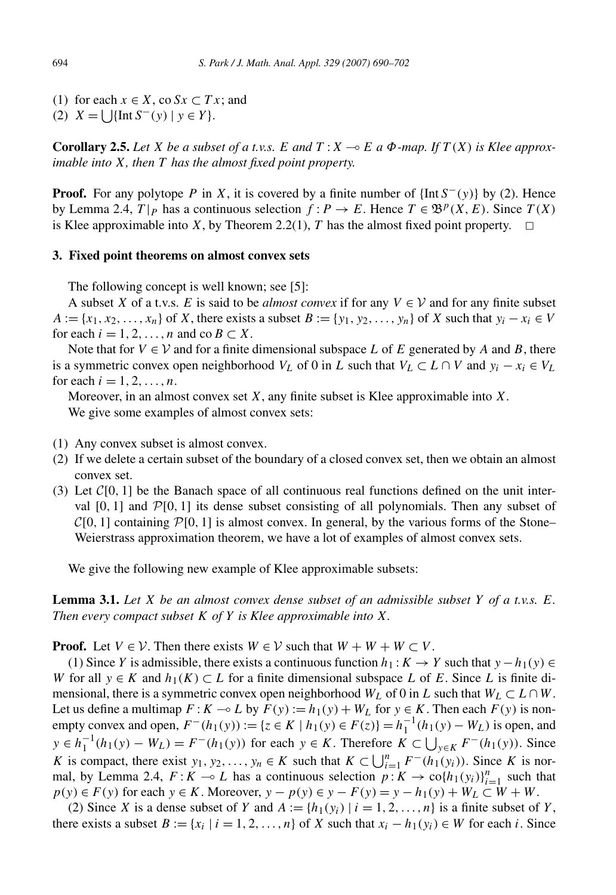(1) for each $x \in X$, $\operatorname{co} Sx \subset Tx$; and
(2) $X = \bigcup\{\operatorname{Int} S^{-}(y) \mid y \in Y\}$.

**Corollary 2.5.** *Let $X$ be a subset of a t.v.s. $E$ and $T : X \multimap E$ a $\Phi$-map. If $T(X)$ is Klee approximable into $X$, then $T$ has the almost fixed point property.*

**Proof.** For any polytope $P$ in $X$, it is covered by a finite number of $\{\operatorname{Int} S^{-}(y)\}$ by (2). Hence by Lemma 2.4, $T|_P$ has a continuous selection $f : P \to E$. Hence $T \in \mathfrak{B}^p(X, E)$. Since $T(X)$ is Klee approximable into $X$, by Theorem 2.2(1), $T$ has the almost fixed point property. $\square$

## 3. Fixed point theorems on almost convex sets

The following concept is well known; see [5]:

A subset $X$ of a t.v.s. $E$ is said to be *almost convex* if for any $V \in \mathcal{V}$ and for any finite subset $A := \{x_1, x_2, \ldots, x_n\}$ of $X$, there exists a subset $B := \{y_1, y_2, \ldots, y_n\}$ of $X$ such that $y_i - x_i \in V$ for each $i = 1, 2, \ldots, n$ and $\operatorname{co} B \subset X$.

Note that for $V \in \mathcal{V}$ and for a finite dimensional subspace $L$ of $E$ generated by $A$ and $B$, there is a symmetric convex open neighborhood $V_L$ of 0 in $L$ such that $V_L \subset L \cap V$ and $y_i - x_i \in V_L$ for each $i = 1, 2, \ldots, n$.

Moreover, in an almost convex set $X$, any finite subset is Klee approximable into $X$.

We give some examples of almost convex sets:

(1) Any convex subset is almost convex.
(2) If we delete a certain subset of the boundary of a closed convex set, then we obtain an almost convex set.
(3) Let $\mathcal{C}[0,1]$ be the Banach space of all continuous real functions defined on the unit interval $[0,1]$ and $\mathcal{P}[0,1]$ its dense subset consisting of all polynomials. Then any subset of $\mathcal{C}[0,1]$ containing $\mathcal{P}[0,1]$ is almost convex. In general, by the various forms of the Stone–Weierstrass approximation theorem, we have a lot of examples of almost convex sets.

We give the following new example of Klee approximable subsets:

**Lemma 3.1.** *Let $X$ be an almost convex dense subset of an admissible subset $Y$ of a t.v.s. $E$. Then every compact subset $K$ of $Y$ is Klee approximable into $X$.*

**Proof.** Let $V \in \mathcal{V}$. Then there exists $W \in \mathcal{V}$ such that $W + W + W \subset V$.

(1) Since $Y$ is admissible, there exists a continuous function $h_1 : K \to Y$ such that $y - h_1(y) \in W$ for all $y \in K$ and $h_1(K) \subset L$ for a finite dimensional subspace $L$ of $E$. Since $L$ is finite dimensional, there is a symmetric convex open neighborhood $W_L$ of 0 in $L$ such that $W_L \subset L \cap W$. Let us define a multimap $F : K \multimap L$ by $F(y) := h_1(y) + W_L$ for $y \in K$. Then each $F(y)$ is nonempty convex and open, $F^{-}(h_1(y)) := \{z \in K \mid h_1(y) \in F(z)\} = h_1^{-1}(h_1(y) - W_L)$ is open, and $y \in h_1^{-1}(h_1(y) - W_L) = F^{-}(h_1(y))$ for each $y \in K$. Therefore $K \subset \bigcup_{y \in K} F^{-}(h_1(y))$. Since $K$ is compact, there exist $y_1, y_2, \ldots, y_n \in K$ such that $K \subset \bigcup_{i=1}^{n} F^{-}(h_1(y_i))$. Since $K$ is normal, by Lemma 2.4, $F : K \multimap L$ has a continuous selection $p : K \to \operatorname{co}\{h_1(y_i)\}_{i=1}^{n}$ such that $p(y) \in F(y)$ for each $y \in K$. Moreover, $y - p(y) \in y - F(y) = y - h_1(y) + W_L \subset W + W$.

(2) Since $X$ is a dense subset of $Y$ and $A := \{h_1(y_i) \mid i = 1, 2, \ldots, n\}$ is a finite subset of $Y$, there exists a subset $B := \{x_i \mid i = 1, 2, \ldots, n\}$ of $X$ such that $x_i - h_1(y_i) \in W$ for each $i$. Since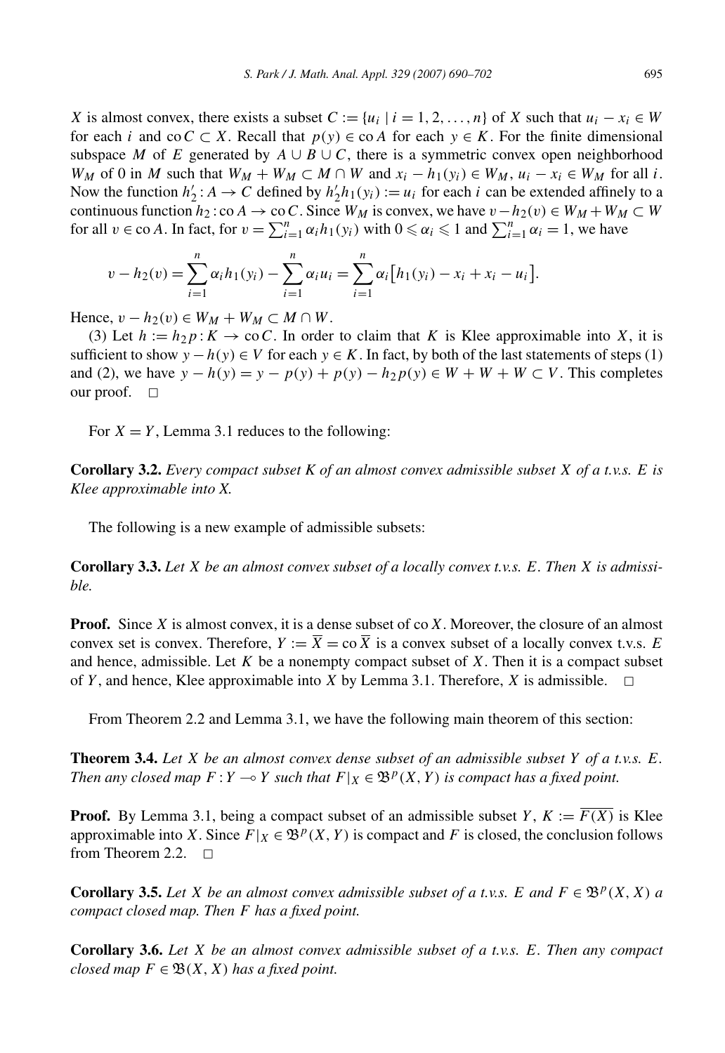$X$ is almost convex, there exists a subset $C := \{u_i \mid i = 1, 2, \ldots, n\}$ of $X$ such that $u_i - x_i \in W$ for each $i$ and $\operatorname{co} C \subset X$. Recall that $p(y) \in \operatorname{co} A$ for each $y \in K$. For the finite dimensional subspace $M$ of $E$ generated by $A \cup B \cup C$, there is a symmetric convex open neighborhood $W_M$ of 0 in $M$ such that $W_M + W_M \subset M \cap W$ and $x_i - h_1(y_i) \in W_M$, $u_i - x_i \in W_M$ for all $i$. Now the function $h_2' : A \to C$ defined by $h_2' h_1(y_i) := u_i$ for each $i$ can be extended affinely to a continuous function $h_2 : \operatorname{co} A \to \operatorname{co} C$. Since $W_M$ is convex, we have $v - h_2(v) \in W_M + W_M \subset W$ for all $v \in \operatorname{co} A$. In fact, for $v = \sum_{i=1}^n \alpha_i h_1(y_i)$ with $0 \leqslant \alpha_i \leqslant 1$ and $\sum_{i=1}^n \alpha_i = 1$, we have

$$v - h_2(v) = \sum_{i=1}^n \alpha_i h_1(y_i) - \sum_{i=1}^n \alpha_i u_i = \sum_{i=1}^n \alpha_i \big[h_1(y_i) - x_i + x_i - u_i\big].$$

Hence, $v - h_2(v) \in W_M + W_M \subset M \cap W$.

(3) Let $h := h_2 p : K \to \operatorname{co} C$. In order to claim that $K$ is Klee approximable into $X$, it is sufficient to show $y - h(y) \in V$ for each $y \in K$. In fact, by both of the last statements of steps (1) and (2), we have $y - h(y) = y - p(y) + p(y) - h_2 p(y) \in W + W + W \subset V$. This completes our proof. $\square$

For $X = Y$, Lemma 3.1 reduces to the following:

**Corollary 3.2.** *Every compact subset $K$ of an almost convex admissible subset $X$ of a t.v.s. $E$ is Klee approximable into $X$.*

The following is a new example of admissible subsets:

**Corollary 3.3.** *Let $X$ be an almost convex subset of a locally convex t.v.s. $E$. Then $X$ is admissible.*

**Proof.** Since $X$ is almost convex, it is a dense subset of $\operatorname{co} X$. Moreover, the closure of an almost convex set is convex. Therefore, $Y := \overline{X} = \operatorname{co} \overline{X}$ is a convex subset of a locally convex t.v.s. $E$ and hence, admissible. Let $K$ be a nonempty compact subset of $X$. Then it is a compact subset of $Y$, and hence, Klee approximable into $X$ by Lemma 3.1. Therefore, $X$ is admissible. $\square$

From Theorem 2.2 and Lemma 3.1, we have the following main theorem of this section:

**Theorem 3.4.** *Let $X$ be an almost convex dense subset of an admissible subset $Y$ of a t.v.s. $E$. Then any closed map $F : Y \multimap Y$ such that $F|_X \in \mathfrak{B}^p(X, Y)$ is compact has a fixed point.*

**Proof.** By Lemma 3.1, being a compact subset of an admissible subset $Y$, $K := \overline{F(X)}$ is Klee approximable into $X$. Since $F|_X \in \mathfrak{B}^p(X, Y)$ is compact and $F$ is closed, the conclusion follows from Theorem 2.2. $\square$

**Corollary 3.5.** *Let $X$ be an almost convex admissible subset of a t.v.s. $E$ and $F \in \mathfrak{B}^p(X, X)$ a compact closed map. Then $F$ has a fixed point.*

**Corollary 3.6.** *Let $X$ be an almost convex admissible subset of a t.v.s. $E$. Then any compact closed map $F \in \mathfrak{B}(X, X)$ has a fixed point.*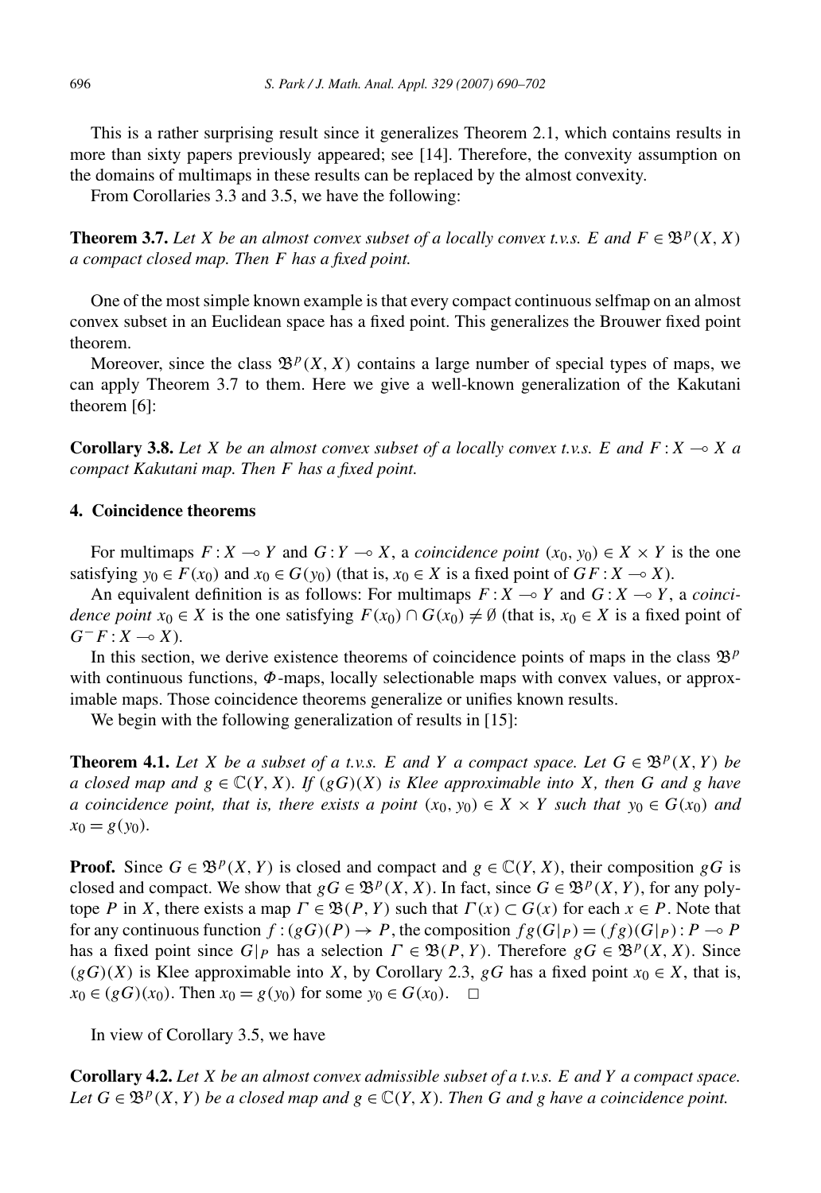This is a rather surprising result since it generalizes Theorem 2.1, which contains results in more than sixty papers previously appeared; see [14]. Therefore, the convexity assumption on the domains of multimaps in these results can be replaced by the almost convexity.

From Corollaries 3.3 and 3.5, we have the following:

**Theorem 3.7.** *Let $X$ be an almost convex subset of a locally convex t.v.s. $E$ and $F \in \mathfrak{B}^p(X, X)$ a compact closed map. Then $F$ has a fixed point.*

One of the most simple known example is that every compact continuous selfmap on an almost convex subset in an Euclidean space has a fixed point. This generalizes the Brouwer fixed point theorem.

Moreover, since the class $\mathfrak{B}^p(X, X)$ contains a large number of special types of maps, we can apply Theorem 3.7 to them. Here we give a well-known generalization of the Kakutani theorem [6]:

**Corollary 3.8.** *Let $X$ be an almost convex subset of a locally convex t.v.s. $E$ and $F : X \multimap X$ a compact Kakutani map. Then $F$ has a fixed point.*

## 4. Coincidence theorems

For multimaps $F : X \multimap Y$ and $G : Y \multimap X$, a *coincidence point* $(x_0, y_0) \in X \times Y$ is the one satisfying $y_0 \in F(x_0)$ and $x_0 \in G(y_0)$ (that is, $x_0 \in X$ is a fixed point of $GF : X \multimap X$).

An equivalent definition is as follows: For multimaps $F : X \multimap Y$ and $G : X \multimap Y$, a *coincidence point* $x_0 \in X$ is the one satisfying $F(x_0) \cap G(x_0) \neq \emptyset$ (that is, $x_0 \in X$ is a fixed point of $G^- F : X \multimap X$).

In this section, we derive existence theorems of coincidence points of maps in the class $\mathfrak{B}^p$ with continuous functions, $\Phi$-maps, locally selectionable maps with convex values, or approximable maps. Those coincidence theorems generalize or unifies known results.

We begin with the following generalization of results in [15]:

**Theorem 4.1.** *Let $X$ be a subset of a t.v.s. $E$ and $Y$ a compact space. Let $G \in \mathfrak{B}^p(X, Y)$ be a closed map and $g \in \mathbb{C}(Y, X)$. If $(gG)(X)$ is Klee approximable into $X$, then $G$ and $g$ have a coincidence point, that is, there exists a point $(x_0, y_0) \in X \times Y$ such that $y_0 \in G(x_0)$ and $x_0 = g(y_0)$.*

**Proof.** Since $G \in \mathfrak{B}^p(X, Y)$ is closed and compact and $g \in \mathbb{C}(Y, X)$, their composition $gG$ is closed and compact. We show that $gG \in \mathfrak{B}^p(X, X)$. In fact, since $G \in \mathfrak{B}^p(X, Y)$, for any polytope $P$ in $X$, there exists a map $\Gamma \in \mathfrak{B}(P, Y)$ such that $\Gamma(x) \subset G(x)$ for each $x \in P$. Note that for any continuous function $f : (gG)(P) \to P$, the composition $fg(G|_P) = (fg)(G|_P) : P \multimap P$ has a fixed point since $G|_P$ has a selection $\Gamma \in \mathfrak{B}(P, Y)$. Therefore $gG \in \mathfrak{B}^p(X, X)$. Since $(gG)(X)$ is Klee approximable into $X$, by Corollary 2.3, $gG$ has a fixed point $x_0 \in X$, that is, $x_0 \in (gG)(x_0)$. Then $x_0 = g(y_0)$ for some $y_0 \in G(x_0)$. □

In view of Corollary 3.5, we have

**Corollary 4.2.** *Let $X$ be an almost convex admissible subset of a t.v.s. $E$ and $Y$ a compact space. Let $G \in \mathfrak{B}^p(X, Y)$ be a closed map and $g \in \mathbb{C}(Y, X)$. Then $G$ and $g$ have a coincidence point.*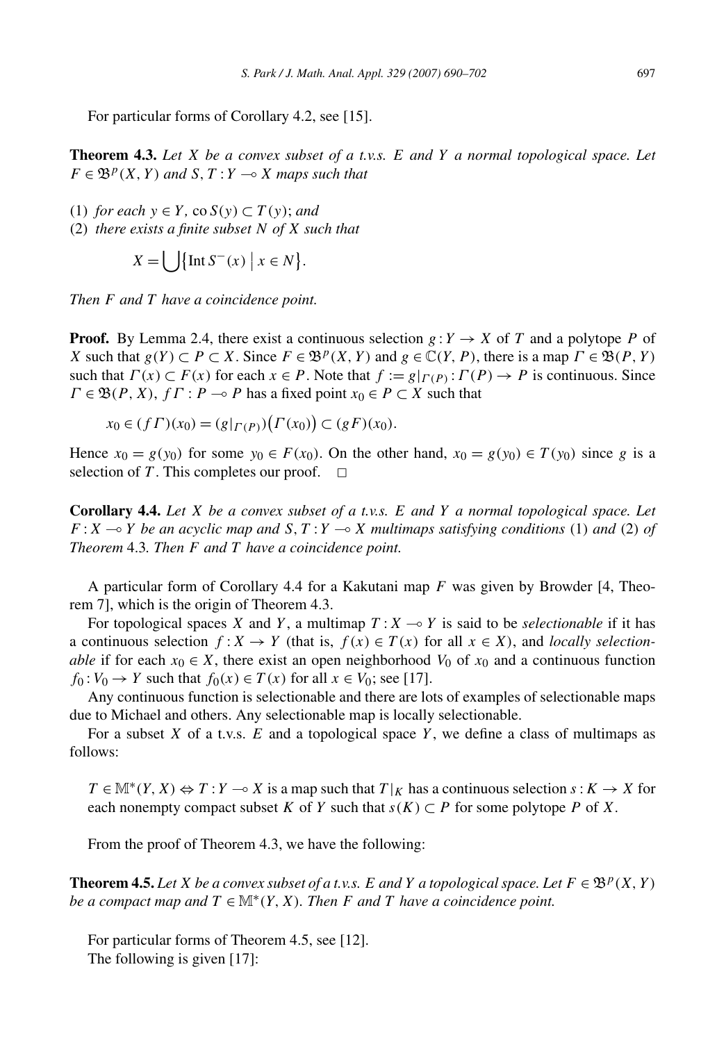For particular forms of Corollary 4.2, see [15].

**Theorem 4.3.** *Let $X$ be a convex subset of a t.v.s. $E$ and $Y$ a normal topological space. Let $F \in \mathfrak{B}^p(X, Y)$ and $S, T : Y \multimap X$ maps such that*

(1) *for each $y \in Y$, $\operatorname{co} S(y) \subset T(y)$; and*
(2) *there exists a finite subset $N$ of $X$ such that*

$$X = \bigcup \{ \operatorname{Int} S^-(x) \mid x \in N \}.$$

*Then $F$ and $T$ have a coincidence point.*

**Proof.** By Lemma 2.4, there exist a continuous selection $g : Y \to X$ of $T$ and a polytope $P$ of $X$ such that $g(Y) \subset P \subset X$. Since $F \in \mathfrak{B}^p(X, Y)$ and $g \in \mathbb{C}(Y, P)$, there is a map $\Gamma \in \mathfrak{B}(P, Y)$ such that $\Gamma(x) \subset F(x)$ for each $x \in P$. Note that $f := g|_{\Gamma(P)} : \Gamma(P) \to P$ is continuous. Since $\Gamma \in \mathfrak{B}(P, X)$, $f\Gamma : P \multimap P$ has a fixed point $x_0 \in P \subset X$ such that

$$x_0 \in (f\Gamma)(x_0) = (g|_{\Gamma(P)})(\Gamma(x_0)) \subset (gF)(x_0).$$

Hence $x_0 = g(y_0)$ for some $y_0 \in F(x_0)$. On the other hand, $x_0 = g(y_0) \in T(y_0)$ since $g$ is a selection of $T$. This completes our proof. $\square$

**Corollary 4.4.** *Let $X$ be a convex subset of a t.v.s. $E$ and $Y$ a normal topological space. Let $F : X \multimap Y$ be an acyclic map and $S, T : Y \multimap X$ multimaps satisfying conditions* (1) *and* (2) *of Theorem* 4.3. *Then $F$ and $T$ have a coincidence point.*

A particular form of Corollary 4.4 for a Kakutani map $F$ was given by Browder [4, Theorem 7], which is the origin of Theorem 4.3.

For topological spaces $X$ and $Y$, a multimap $T : X \multimap Y$ is said to be *selectionable* if it has a continuous selection $f : X \to Y$ (that is, $f(x) \in T(x)$ for all $x \in X$), and *locally selectionable* if for each $x_0 \in X$, there exist an open neighborhood $V_0$ of $x_0$ and a continuous function $f_0 : V_0 \to Y$ such that $f_0(x) \in T(x)$ for all $x \in V_0$; see [17].

Any continuous function is selectionable and there are lots of examples of selectionable maps due to Michael and others. Any selectionable map is locally selectionable.

For a subset $X$ of a t.v.s. $E$ and a topological space $Y$, we define a class of multimaps as follows:

$T \in \mathbb{M}^*(Y, X) \Leftrightarrow T : Y \multimap X$ is a map such that $T|_K$ has a continuous selection $s : K \to X$ for each nonempty compact subset $K$ of $Y$ such that $s(K) \subset P$ for some polytope $P$ of $X$.

From the proof of Theorem 4.3, we have the following:

**Theorem 4.5.** *Let $X$ be a convex subset of a t.v.s. $E$ and $Y$ a topological space. Let $F \in \mathfrak{B}^p(X, Y)$ be a compact map and $T \in \mathbb{M}^*(Y, X)$. Then $F$ and $T$ have a coincidence point.*

For particular forms of Theorem 4.5, see [12].

The following is given [17]: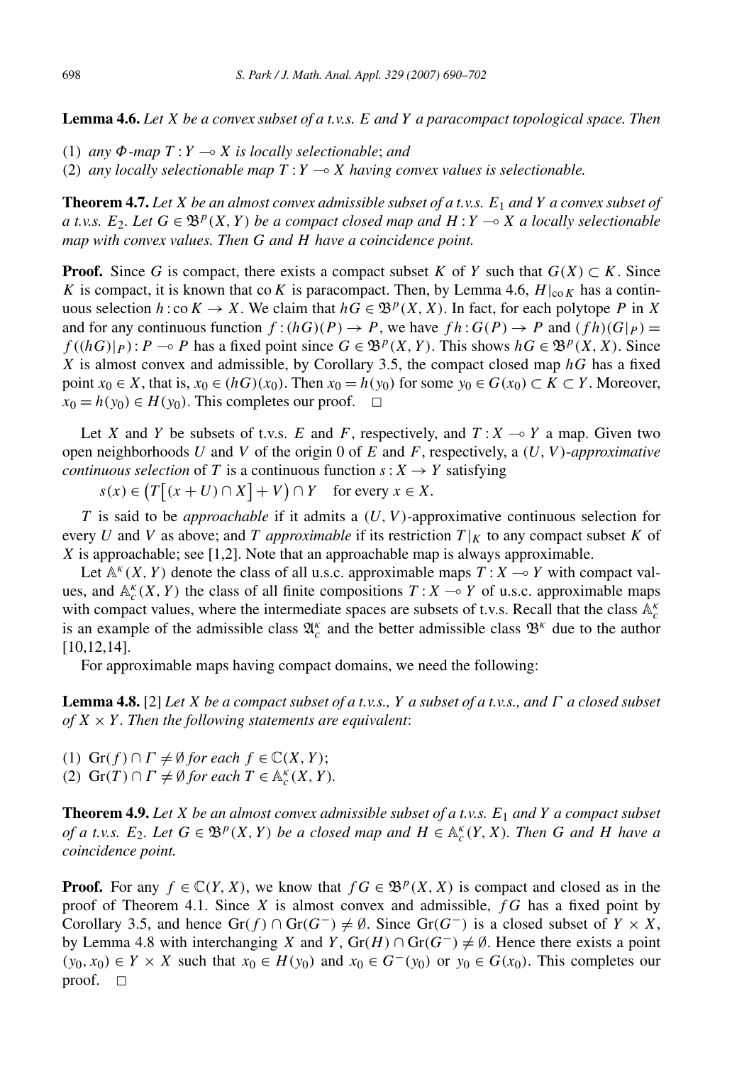**Lemma 4.6.** *Let $X$ be a convex subset of a t.v.s. $E$ and $Y$ a paracompact topological space. Then*

(1) *any $\Phi$-map $T : Y \multimap X$ is locally selectionable*; *and*
(2) *any locally selectionable map $T : Y \multimap X$ having convex values is selectionable.*

**Theorem 4.7.** *Let $X$ be an almost convex admissible subset of a t.v.s. $E_1$ and $Y$ a convex subset of a t.v.s. $E_2$. Let $G \in \mathfrak{B}^p(X, Y)$ be a compact closed map and $H : Y \multimap X$ a locally selectionable map with convex values. Then $G$ and $H$ have a coincidence point.*

**Proof.** Since $G$ is compact, there exists a compact subset $K$ of $Y$ such that $G(X) \subset K$. Since $K$ is compact, it is known that $\operatorname{co} K$ is paracompact. Then, by Lemma 4.6, $H|_{\operatorname{co} K}$ has a continuous selection $h : \operatorname{co} K \to X$. We claim that $hG \in \mathfrak{B}^p(X, X)$. In fact, for each polytope $P$ in $X$ and for any continuous function $f : (hG)(P) \to P$, we have $fh : G(P) \to P$ and $(fh)(G|_P) = f((hG)|_P) : P \multimap P$ has a fixed point since $G \in \mathfrak{B}^p(X, Y)$. This shows $hG \in \mathfrak{B}^p(X, X)$. Since $X$ is almost convex and admissible, by Corollary 3.5, the compact closed map $hG$ has a fixed point $x_0 \in X$, that is, $x_0 \in (hG)(x_0)$. Then $x_0 = h(y_0)$ for some $y_0 \in G(x_0) \subset K \subset Y$. Moreover, $x_0 = h(y_0) \in H(y_0)$. This completes our proof. $\square$

Let $X$ and $Y$ be subsets of t.v.s. $E$ and $F$, respectively, and $T : X \multimap Y$ a map. Given two open neighborhoods $U$ and $V$ of the origin 0 of $E$ and $F$, respectively, a *$(U, V)$-approximative continuous selection* of $T$ is a continuous function $s : X \to Y$ satisfying

$$s(x) \in \big(T\big[(x + U) \cap X\big] + V\big) \cap Y \quad \text{for every } x \in X.$$

$T$ is said to be *approachable* if it admits a $(U, V)$-approximative continuous selection for every $U$ and $V$ as above; and $T$ *approximable* if its restriction $T|_K$ to any compact subset $K$ of $X$ is approachable; see [1,2]. Note that an approachable map is always approximable.

Let $\mathbb{A}^\kappa(X, Y)$ denote the class of all u.s.c. approximable maps $T : X \multimap Y$ with compact values, and $\mathbb{A}_c^\kappa(X, Y)$ the class of all finite compositions $T : X \multimap Y$ of u.s.c. approximable maps with compact values, where the intermediate spaces are subsets of t.v.s. Recall that the class $\mathbb{A}_c^\kappa$ is an example of the admissible class $\mathfrak{A}_c^\kappa$ and the better admissible class $\mathfrak{B}^\kappa$ due to the author [10,12,14].

For approximable maps having compact domains, we need the following:

**Lemma 4.8.** [2] *Let $X$ be a compact subset of a t.v.s., $Y$ a subset of a t.v.s., and $\Gamma$ a closed subset of $X \times Y$. Then the following statements are equivalent*:

(1) $\operatorname{Gr}(f) \cap \Gamma \neq \emptyset$ *for each* $f \in \mathbb{C}(X, Y)$;
(2) $\operatorname{Gr}(T) \cap \Gamma \neq \emptyset$ *for each* $T \in \mathbb{A}_c^\kappa(X, Y)$.

**Theorem 4.9.** *Let $X$ be an almost convex admissible subset of a t.v.s. $E_1$ and $Y$ a compact subset of a t.v.s. $E_2$. Let $G \in \mathfrak{B}^p(X, Y)$ be a closed map and $H \in \mathbb{A}_c^\kappa(Y, X)$. Then $G$ and $H$ have a coincidence point.*

**Proof.** For any $f \in \mathbb{C}(Y, X)$, we know that $fG \in \mathfrak{B}^p(X, X)$ is compact and closed as in the proof of Theorem 4.1. Since $X$ is almost convex and admissible, $fG$ has a fixed point by Corollary 3.5, and hence $\operatorname{Gr}(f) \cap \operatorname{Gr}(G^-) \neq \emptyset$. Since $\operatorname{Gr}(G^-)$ is a closed subset of $Y \times X$, by Lemma 4.8 with interchanging $X$ and $Y$, $\operatorname{Gr}(H) \cap \operatorname{Gr}(G^-) \neq \emptyset$. Hence there exists a point $(y_0, x_0) \in Y \times X$ such that $x_0 \in H(y_0)$ and $x_0 \in G^-(y_0)$ or $y_0 \in G(x_0)$. This completes our proof. $\square$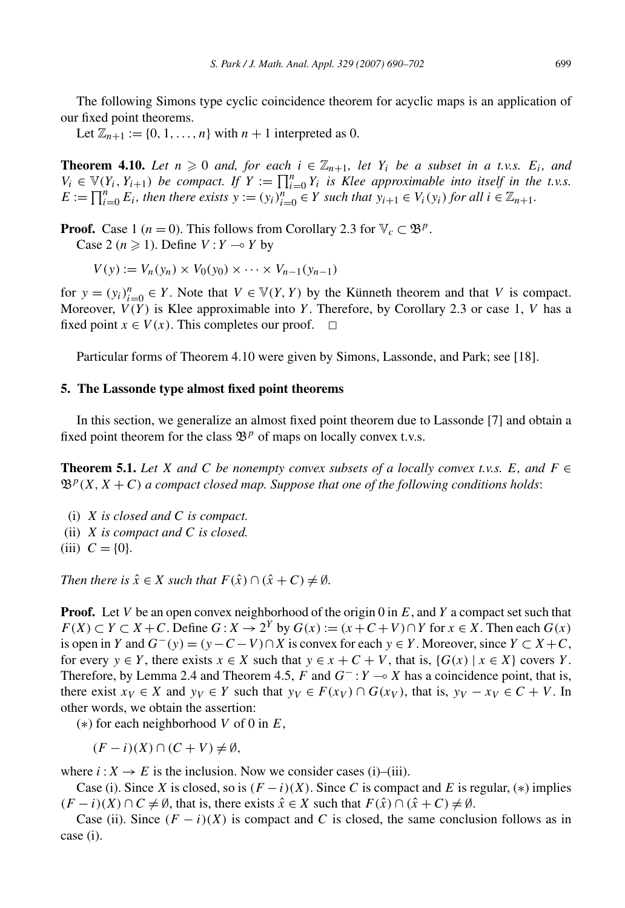The following Simons type cyclic coincidence theorem for acyclic maps is an application of our fixed point theorems.

Let $\mathbb{Z}_{n+1} := \{0, 1, \ldots, n\}$ with $n+1$ interpreted as 0.

**Theorem 4.10.** *Let $n \geqslant 0$ and, for each $i \in \mathbb{Z}_{n+1}$, let $Y_i$ be a subset in a t.v.s. $E_i$, and $V_i \in \mathbb{V}(Y_i, Y_{i+1})$ be compact. If $Y := \prod_{i=0}^{n} Y_i$ is Klee approximable into itself in the t.v.s. $E := \prod_{i=0}^{n} E_i$, then there exists $y := (y_i)_{i=0}^{n} \in Y$ such that $y_{i+1} \in V_i(y_i)$ for all $i \in \mathbb{Z}_{n+1}$.*

**Proof.** Case 1 ($n = 0$). This follows from Corollary 2.3 for $\mathbb{V}_c \subset \mathfrak{B}^p$.

Case 2 ($n \geqslant 1$). Define $V : Y \multimap Y$ by

$$V(y) := V_n(y_n) \times V_0(y_0) \times \cdots \times V_{n-1}(y_{n-1})$$

for $y = (y_i)_{i=0}^{n} \in Y$. Note that $V \in \mathbb{V}(Y, Y)$ by the Künneth theorem and that $V$ is compact. Moreover, $V(Y)$ is Klee approximable into $Y$. Therefore, by Corollary 2.3 or case 1, $V$ has a fixed point $x \in V(x)$. This completes our proof. $\square$

Particular forms of Theorem 4.10 were given by Simons, Lassonde, and Park; see [18].

## 5. The Lassonde type almost fixed point theorems

In this section, we generalize an almost fixed point theorem due to Lassonde [7] and obtain a fixed point theorem for the class $\mathfrak{B}^p$ of maps on locally convex t.v.s.

**Theorem 5.1.** *Let $X$ and $C$ be nonempty convex subsets of a locally convex t.v.s. $E$, and $F \in \mathfrak{B}^p(X, X + C)$ a compact closed map. Suppose that one of the following conditions holds*:

(i) *$X$ is closed and $C$ is compact.*
(ii) *$X$ is compact and $C$ is closed.*
(iii) *$C = \{0\}$.*

*Then there is $\hat{x} \in X$ such that $F(\hat{x}) \cap (\hat{x} + C) \neq \emptyset$.*

**Proof.** Let $V$ be an open convex neighborhood of the origin 0 in $E$, and $Y$ a compact set such that $F(X) \subset Y \subset X + C$. Define $G : X \to 2^Y$ by $G(x) := (x + C + V) \cap Y$ for $x \in X$. Then each $G(x)$ is open in $Y$ and $G^-(y) = (y - C - V) \cap X$ is convex for each $y \in Y$. Moreover, since $Y \subset X + C$, for every $y \in Y$, there exists $x \in X$ such that $y \in x + C + V$, that is, $\{G(x) \mid x \in X\}$ covers $Y$. Therefore, by Lemma 2.4 and Theorem 4.5, $F$ and $G^- : Y \multimap X$ has a coincidence point, that is, there exist $x_V \in X$ and $y_V \in Y$ such that $y_V \in F(x_V) \cap G(x_V)$, that is, $y_V - x_V \in C + V$. In other words, we obtain the assertion:

$(*)$ for each neighborhood $V$ of 0 in $E$,

$$(F - i)(X) \cap (C + V) \neq \emptyset,$$

where $i : X \to E$ is the inclusion. Now we consider cases (i)–(iii).

Case (i). Since $X$ is closed, so is $(F - i)(X)$. Since $C$ is compact and $E$ is regular, $(*)$ implies $(F - i)(X) \cap C \neq \emptyset$, that is, there exists $\hat{x} \in X$ such that $F(\hat{x}) \cap (\hat{x} + C) \neq \emptyset$.

Case (ii). Since $(F - i)(X)$ is compact and $C$ is closed, the same conclusion follows as in case (i).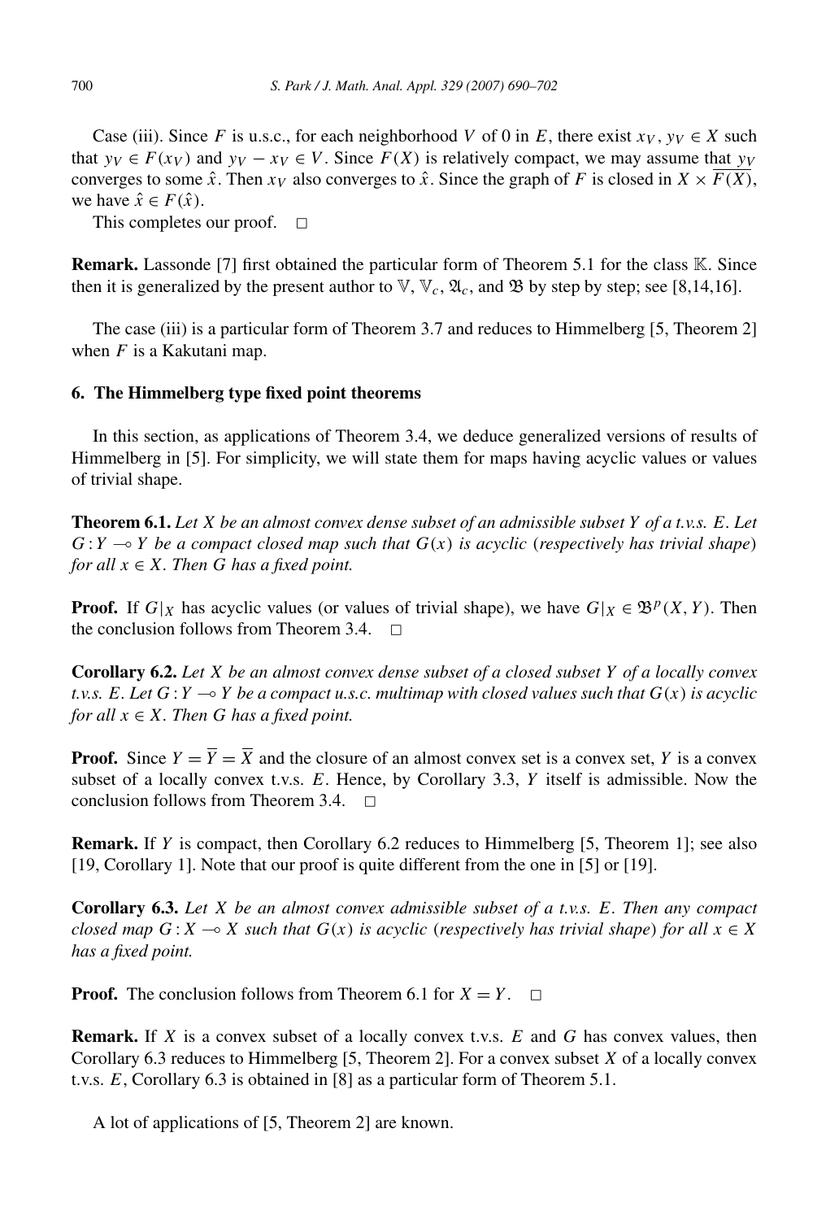Case (iii). Since $F$ is u.s.c., for each neighborhood $V$ of 0 in $E$, there exist $x_V, y_V \in X$ such that $y_V \in F(x_V)$ and $y_V - x_V \in V$. Since $F(X)$ is relatively compact, we may assume that $y_V$ converges to some $\hat{x}$. Then $x_V$ also converges to $\hat{x}$. Since the graph of $F$ is closed in $X \times \overline{F(X)}$, we have $\hat{x} \in F(\hat{x})$.

This completes our proof. □

**Remark.** Lassonde [7] first obtained the particular form of Theorem 5.1 for the class $\mathbb{K}$. Since then it is generalized by the present author to $\mathbb{V}$, $\mathbb{V}_c$, $\mathfrak{A}_c$, and $\mathfrak{B}$ by step by step; see [8,14,16].

The case (iii) is a particular form of Theorem 3.7 and reduces to Himmelberg [5, Theorem 2] when $F$ is a Kakutani map.

## 6. The Himmelberg type fixed point theorems

In this section, as applications of Theorem 3.4, we deduce generalized versions of results of Himmelberg in [5]. For simplicity, we will state them for maps having acyclic values or values of trivial shape.

**Theorem 6.1.** *Let $X$ be an almost convex dense subset of an admissible subset $Y$ of a t.v.s. $E$. Let $G : Y \multimap Y$ be a compact closed map such that $G(x)$ is acyclic (respectively has trivial shape) for all $x \in X$. Then $G$ has a fixed point.*

**Proof.** If $G|_X$ has acyclic values (or values of trivial shape), we have $G|_X \in \mathfrak{B}^p(X, Y)$. Then the conclusion follows from Theorem 3.4. □

**Corollary 6.2.** *Let $X$ be an almost convex dense subset of a closed subset $Y$ of a locally convex t.v.s. $E$. Let $G : Y \multimap Y$ be a compact u.s.c. multimap with closed values such that $G(x)$ is acyclic for all $x \in X$. Then $G$ has a fixed point.*

**Proof.** Since $Y = \overline{Y} = \overline{X}$ and the closure of an almost convex set is a convex set, $Y$ is a convex subset of a locally convex t.v.s. $E$. Hence, by Corollary 3.3, $Y$ itself is admissible. Now the conclusion follows from Theorem 3.4. □

**Remark.** If $Y$ is compact, then Corollary 6.2 reduces to Himmelberg [5, Theorem 1]; see also [19, Corollary 1]. Note that our proof is quite different from the one in [5] or [19].

**Corollary 6.3.** *Let $X$ be an almost convex admissible subset of a t.v.s. $E$. Then any compact closed map $G : X \multimap X$ such that $G(x)$ is acyclic (respectively has trivial shape) for all $x \in X$ has a fixed point.*

**Proof.** The conclusion follows from Theorem 6.1 for $X = Y$. □

**Remark.** If $X$ is a convex subset of a locally convex t.v.s. $E$ and $G$ has convex values, then Corollary 6.3 reduces to Himmelberg [5, Theorem 2]. For a convex subset $X$ of a locally convex t.v.s. $E$, Corollary 6.3 is obtained in [8] as a particular form of Theorem 5.1.

A lot of applications of [5, Theorem 2] are known.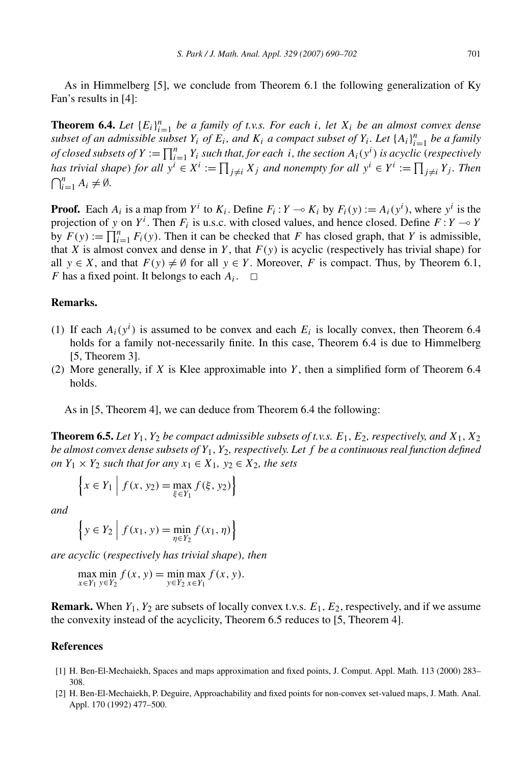As in Himmelberg [5], we conclude from Theorem 6.1 the following generalization of Ky Fan's results in [4]:

**Theorem 6.4.** *Let $\{E_i\}_{i=1}^n$ be a family of t.v.s. For each $i$, let $X_i$ be an almost convex dense subset of an admissible subset $Y_i$ of $E_i$, and $K_i$ a compact subset of $Y_i$. Let $\{A_i\}_{i=1}^n$ be a family of closed subsets of $Y := \prod_{i=1}^n Y_i$ such that, for each $i$, the section $A_i(y^i)$ is acyclic* (*respectively has trivial shape*) *for all $y^i \in X^i := \prod_{j \neq i} X_j$ and nonempty for all $y^i \in Y^i := \prod_{j \neq i} Y_j$. Then $\bigcap_{i=1}^n A_i \neq \emptyset$.*

**Proof.** Each $A_i$ is a map from $Y^i$ to $K_i$. Define $F_i : Y \multimap K_i$ by $F_i(y) := A_i(y^i)$, where $y^i$ is the projection of $y$ on $Y^i$. Then $F_i$ is u.s.c. with closed values, and hence closed. Define $F : Y \multimap Y$ by $F(y) := \prod_{i=1}^n F_i(y)$. Then it can be checked that $F$ has closed graph, that $Y$ is admissible, that $X$ is almost convex and dense in $Y$, that $F(y)$ is acyclic (respectively has trivial shape) for all $y \in X$, and that $F(y) \neq \emptyset$ for all $y \in Y$. Moreover, $F$ is compact. Thus, by Theorem 6.1, $F$ has a fixed point. It belongs to each $A_i$. $\square$

**Remarks.**

(1) If each $A_i(y^i)$ is assumed to be convex and each $E_i$ is locally convex, then Theorem 6.4 holds for a family not-necessarily finite. In this case, Theorem 6.4 is due to Himmelberg [5, Theorem 3].

(2) More generally, if $X$ is Klee approximable into $Y$, then a simplified form of Theorem 6.4 holds.

As in [5, Theorem 4], we can deduce from Theorem 6.4 the following:

**Theorem 6.5.** *Let $Y_1, Y_2$ be compact admissible subsets of t.v.s. $E_1, E_2$, respectively, and $X_1, X_2$ be almost convex dense subsets of $Y_1, Y_2$, respectively. Let $f$ be a continuous real function defined on $Y_1 \times Y_2$ such that for any $x_1 \in X_1$, $y_2 \in X_2$, the sets*

$$\left\{ x \in Y_1 \;\middle|\; f(x, y_2) = \max_{\xi \in Y_1} f(\xi, y_2) \right\}$$

*and*

$$\left\{ y \in Y_2 \;\middle|\; f(x_1, y) = \min_{\eta \in Y_2} f(x_1, \eta) \right\}$$

*are acyclic* (*respectively has trivial shape*), *then*

$$\max_{x \in Y_1} \min_{y \in Y_2} f(x, y) = \min_{y \in Y_2} \max_{x \in Y_1} f(x, y).$$

**Remark.** When $Y_1, Y_2$ are subsets of locally convex t.v.s. $E_1, E_2$, respectively, and if we assume the convexity instead of the acyclicity, Theorem 6.5 reduces to [5, Theorem 4].

## References

[1] H. Ben-El-Mechaiekh, Spaces and maps approximation and fixed points, J. Comput. Appl. Math. 113 (2000) 283–308.

[2] H. Ben-El-Mechaiekh, P. Deguire, Approachability and fixed points for non-convex set-valued maps, J. Math. Anal. Appl. 170 (1992) 477–500.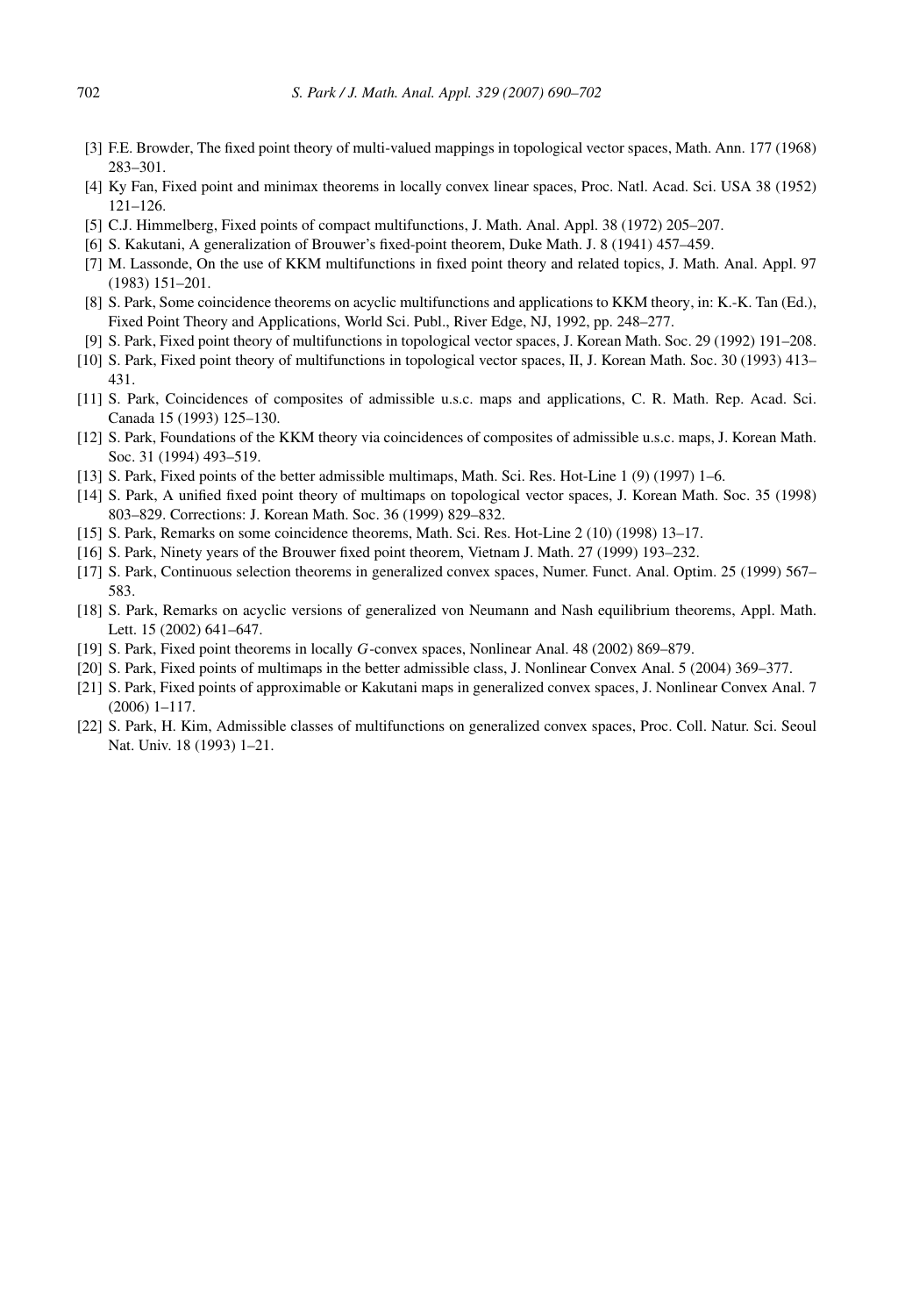[3] F.E. Browder, The fixed point theory of multi-valued mappings in topological vector spaces, Math. Ann. 177 (1968) 283–301.

[4] Ky Fan, Fixed point and minimax theorems in locally convex linear spaces, Proc. Natl. Acad. Sci. USA 38 (1952) 121–126.

[5] C.J. Himmelberg, Fixed points of compact multifunctions, J. Math. Anal. Appl. 38 (1972) 205–207.

[6] S. Kakutani, A generalization of Brouwer's fixed-point theorem, Duke Math. J. 8 (1941) 457–459.

[7] M. Lassonde, On the use of KKM multifunctions in fixed point theory and related topics, J. Math. Anal. Appl. 97 (1983) 151–201.

[8] S. Park, Some coincidence theorems on acyclic multifunctions and applications to KKM theory, in: K.-K. Tan (Ed.), Fixed Point Theory and Applications, World Sci. Publ., River Edge, NJ, 1992, pp. 248–277.

[9] S. Park, Fixed point theory of multifunctions in topological vector spaces, J. Korean Math. Soc. 29 (1992) 191–208.

[10] S. Park, Fixed point theory of multifunctions in topological vector spaces, II, J. Korean Math. Soc. 30 (1993) 413–431.

[11] S. Park, Coincidences of composites of admissible u.s.c. maps and applications, C. R. Math. Rep. Acad. Sci. Canada 15 (1993) 125–130.

[12] S. Park, Foundations of the KKM theory via coincidences of composites of admissible u.s.c. maps, J. Korean Math. Soc. 31 (1994) 493–519.

[13] S. Park, Fixed points of the better admissible multimaps, Math. Sci. Res. Hot-Line 1 (9) (1997) 1–6.

[14] S. Park, A unified fixed point theory of multimaps on topological vector spaces, J. Korean Math. Soc. 35 (1998) 803–829. Corrections: J. Korean Math. Soc. 36 (1999) 829–832.

[15] S. Park, Remarks on some coincidence theorems, Math. Sci. Res. Hot-Line 2 (10) (1998) 13–17.

[16] S. Park, Ninety years of the Brouwer fixed point theorem, Vietnam J. Math. 27 (1999) 193–232.

[17] S. Park, Continuous selection theorems in generalized convex spaces, Numer. Funct. Anal. Optim. 25 (1999) 567–583.

[18] S. Park, Remarks on acyclic versions of generalized von Neumann and Nash equilibrium theorems, Appl. Math. Lett. 15 (2002) 641–647.

[19] S. Park, Fixed point theorems in locally $G$-convex spaces, Nonlinear Anal. 48 (2002) 869–879.

[20] S. Park, Fixed points of multimaps in the better admissible class, J. Nonlinear Convex Anal. 5 (2004) 369–377.

[21] S. Park, Fixed points of approximable or Kakutani maps in generalized convex spaces, J. Nonlinear Convex Anal. 7 (2006) 1–117.

[22] S. Park, H. Kim, Admissible classes of multifunctions on generalized convex spaces, Proc. Coll. Natur. Sci. Seoul Nat. Univ. 18 (1993) 1–21.